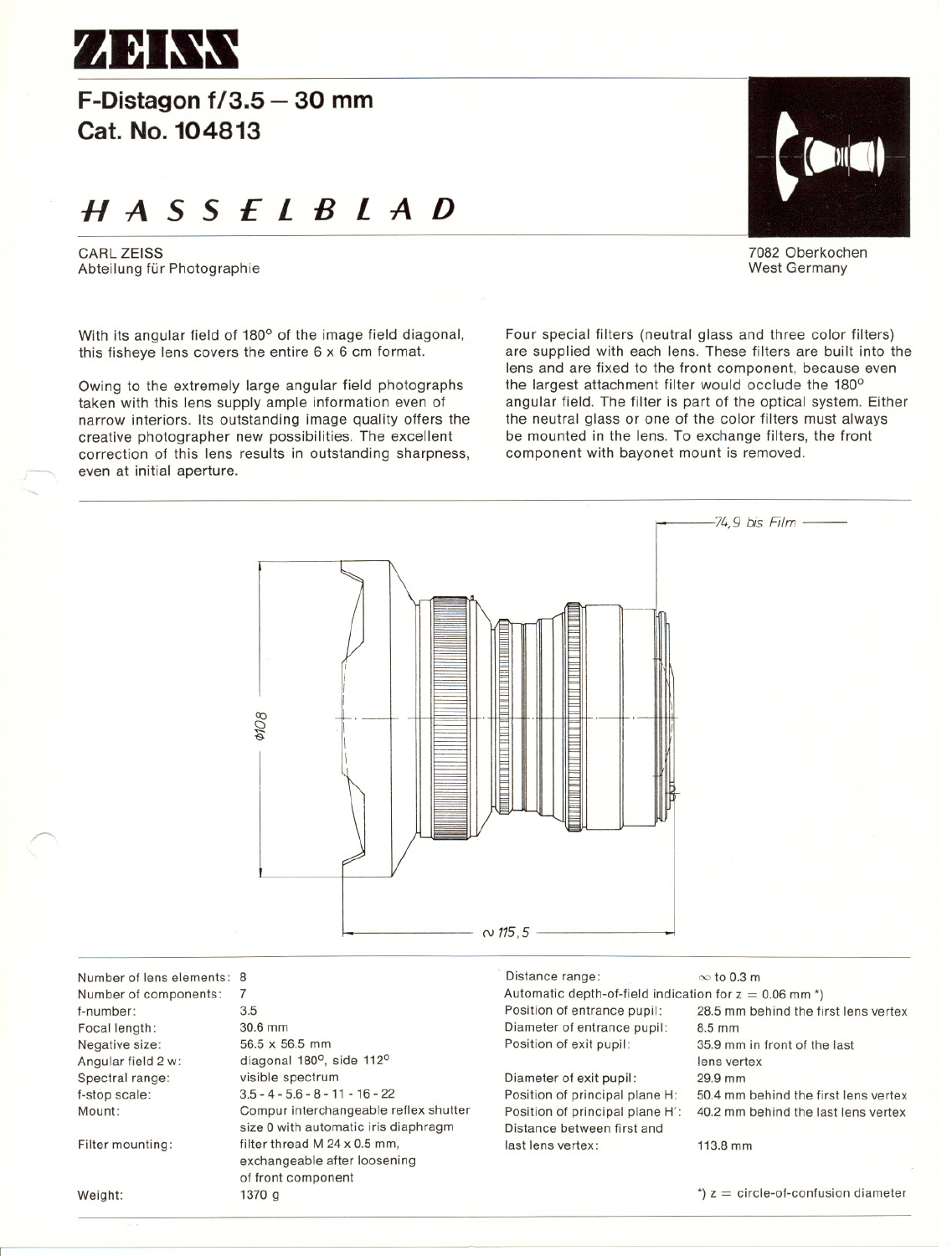# ZEISS

## F-Distagon f/3.5 – 30 mm
## Cat. No. 104813

## *HASSELBLAD*

CARL ZEISS
Abteilung für Photographie

7082 Oberkochen
West Germany

With its angular field of 180° of the image field diagonal, this fisheye lens covers the entire 6 x 6 cm format.

Owing to the extremely large angular field photographs taken with this lens supply ample information even of narrow interiors. Its outstanding image quality offers the creative photographer new possibilities. The excellent correction of this lens results in outstanding sharpness, even at initial aperture.

Four special filters (neutral glass and three color filters) are supplied with each lens. These filters are built into the lens and are fixed to the front component, because even the largest attachment filter would occlude the 180° angular field. The filter is part of the optical system. Either the neutral glass or one of the color filters must always be mounted in the lens. To exchange filters, the front component with bayonet mount is removed.

74,9 bis Film

Φ108

∼ 115,5

| | |
|---|---|
| Number of lens elements: | 8 |
| Number of components: | 7 |
| f-number: | 3.5 |
| Focal length: | 30.6 mm |
| Negative size: | 56.5 x 56.5 mm |
| Angular field 2 w: | diagonal 180°, side 112° |
| Spectral range: | visible spectrum |
| f-stop scale: | 3.5 - 4 - 5.6 - 8 - 11 - 16 - 22 |
| Mount: | Compur interchangeable reflex shutter size 0 with automatic iris diaphragm |
| Filter mounting: | filter thread M 24 x 0.5 mm, exchangeable after loosening of front component |
| Weight: | 1370 g |

| | |
|---|---|
| Distance range: | ∞ to 0.3 m |
| Automatic depth-of-field indication for z = 0.06 mm *) | |
| Position of entrance pupil: | 28.5 mm behind the first lens vertex |
| Diameter of entrance pupil: | 8.5 mm |
| Position of exit pupil: | 35.9 mm in front of the last lens vertex |
| Diameter of exit pupil: | 29.9 mm |
| Position of principal plane H: | 50.4 mm behind the first lens vertex |
| Position of principal plane H': | 40.2 mm behind the last lens vertex |
| Distance between first and last lens vertex: | 113.8 mm |

*) z = circle-of-confusion diameter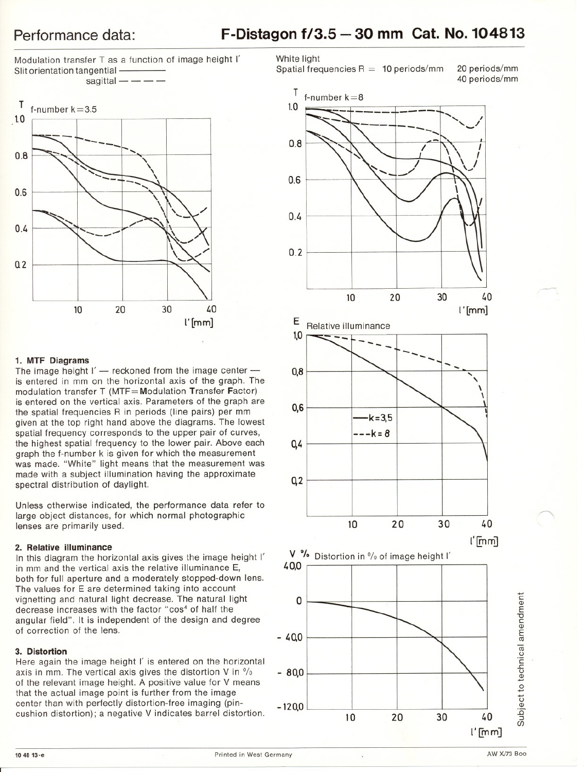# Performance data: F-Distagon f/3.5 — 30 mm Cat. No. 104813

Modulation transfer T as a function of image height l′
Slit orientation tangential ————
sagittal — — — —

White light
Spatial frequencies R = 10 periods/mm 20 periods/mm 40 periods/mm

T
f-number k=3.5
1.0
0.8
0.6
0.4
0.2
10 20 30 40
l′[mm]

T
f-number k=8
1.0
0.8
0.6
0.4
0.2
10 20 30 40
l′[mm]

E Relative illuminance
1,0
0,8
0,6
0,4
0,2
—k=3,5
---k=8
10 20 30 40
l′[mm]

V % Distortion in % of image height l′
40,0
0
- 40,0
- 80,0
-120,0
10 20 30 40
l′[mm]

### 1. MTF Diagrams

The image height l′ — reckoned from the image center — is entered in mm on the horizontal axis of the graph. The modulation transfer T (MTF=**M**odulation **T**ransfer **F**actor) is entered on the vertical axis. Parameters of the graph are the spatial frequencies R in periods (line pairs) per mm given at the top right hand above the diagrams. The lowest spatial frequency corresponds to the upper pair of curves, the highest spatial frequency to the lower pair. Above each graph the f-number k is given for which the measurement was made. "White" light means that the measurement was made with a subject illumination having the approximate spectral distribution of daylight.

Unless otherwise indicated, the performance data refer to large object distances, for which normal photographic lenses are primarily used.

### 2. Relative illuminance

In this diagram the horizontal axis gives the image height l′ in mm and the vertical axis the relative illuminance E, both for full aperture and a moderately stopped-down lens. The values for E are determined taking into account vignetting and natural light decrease. The natural light decrease increases with the factor "$\cos^4$ of half the angular field". It is independent of the design and degree of correction of the lens.

### 3. Distortion

Here again the image height l′ is entered on the horizontal axis in mm. The vertical axis gives the distortion V in % of the relevant image height. A positive value for V means that the actual image point is further from the image center than with perfectly distortion-free imaging (pincushion distortion); a negative V indicates barrel distortion.

Subject to technical amendment

10 48 13-e Printed in West Germany AW X/73 Boo